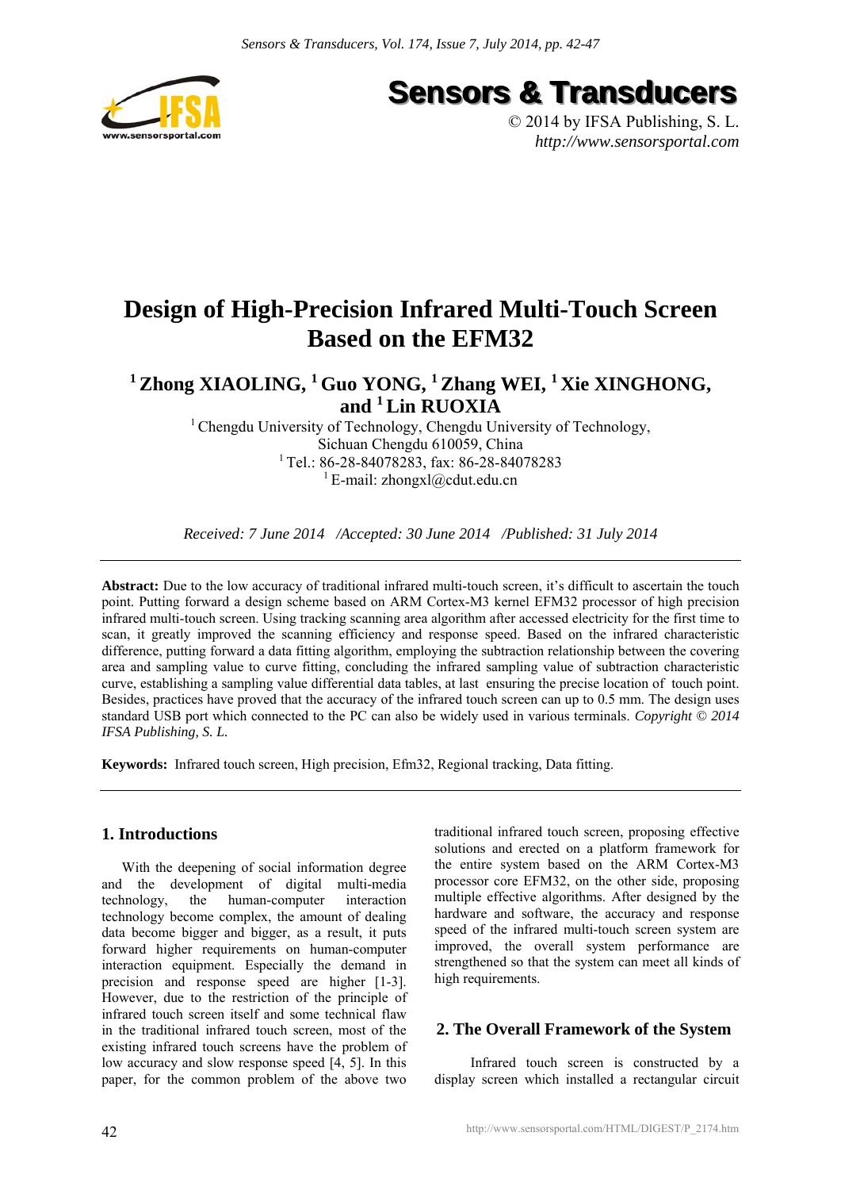# Design of High-Precision Infrared Multi-Touch Screen Based on the EFM32

**[1] Zhong XIAOLING, [1] Guo YONG, [1] Zhang WEI, [1] Xie XINGHONG, and [1] Lin RUOXIA**

[1] Chengdu University of Technology, Chengdu University of Technology, Sichuan Chengdu 610059, China
[1] Tel.: 86-28-84078283, fax: 86-28-84078283
[1] E-mail: zhongxl@cdut.edu.cn

*Received: 7 June 2014 /Accepted: 30 June 2014 /Published: 31 July 2014*

**Abstract:** Due to the low accuracy of traditional infrared multi-touch screen, it's difficult to ascertain the touch point. Putting forward a design scheme based on ARM Cortex-M3 kernel EFM32 processor of high precision infrared multi-touch screen. Using tracking scanning area algorithm after accessed electricity for the first time to scan, it greatly improved the scanning efficiency and response speed. Based on the infrared characteristic difference, putting forward a data fitting algorithm, employing the subtraction relationship between the covering area and sampling value to curve fitting, concluding the infrared sampling value of subtraction characteristic curve, establishing a sampling value differential data tables, at last ensuring the precise location of touch point. Besides, practices have proved that the accuracy of the infrared touch screen can up to 0.5 mm. The design uses standard USB port which connected to the PC can also be widely used in various terminals. *Copyright © 2014 IFSA Publishing, S. L.*

**Keywords:** Infrared touch screen, High precision, Efm32, Regional tracking, Data fitting.

## 1. Introductions

With the deepening of social information degree and the development of digital multi-media technology, the human-computer interaction technology become complex, the amount of dealing data become bigger and bigger, as a result, it puts forward higher requirements on human-computer interaction equipment. Especially the demand in precision and response speed are higher [1-3]. However, due to the restriction of the principle of infrared touch screen itself and some technical flaw in the traditional infrared touch screen, most of the existing infrared touch screens have the problem of low accuracy and slow response speed [4, 5]. In this paper, for the common problem of the above two traditional infrared touch screen, proposing effective solutions and erected on a platform framework for the entire system based on the ARM Cortex-M3 processor core EFM32, on the other side, proposing multiple effective algorithms. After designed by the hardware and software, the accuracy and response speed of the infrared multi-touch screen system are improved, the overall system performance are strengthened so that the system can meet all kinds of high requirements.

## 2. The Overall Framework of the System

Infrared touch screen is constructed by a display screen which installed a rectangular circuit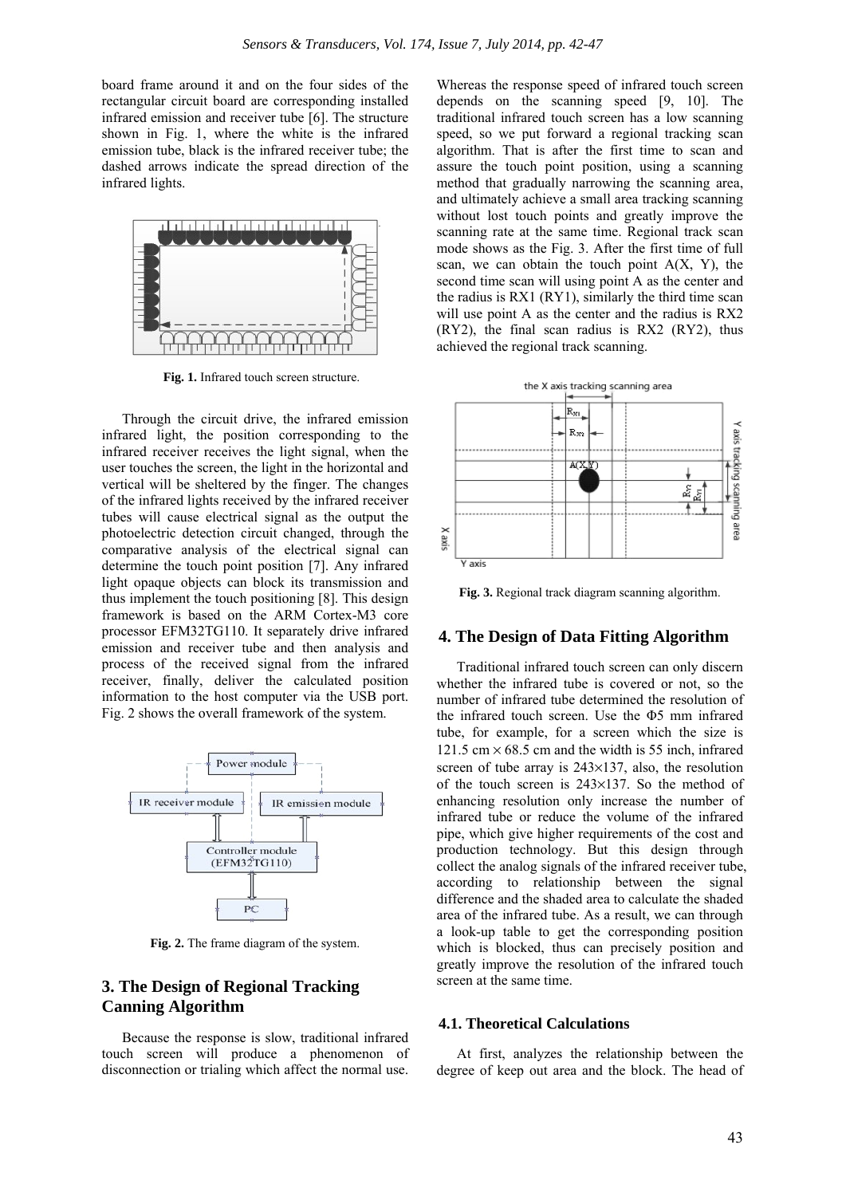board frame around it and on the four sides of the rectangular circuit board are corresponding installed infrared emission and receiver tube [6]. The structure shown in Fig. 1, where the white is the infrared emission tube, black is the infrared receiver tube; the dashed arrows indicate the spread direction of the infrared lights.

**Fig. 1.** Infrared touch screen structure.

Through the circuit drive, the infrared emission infrared light, the position corresponding to the infrared receiver receives the light signal, when the user touches the screen, the light in the horizontal and vertical will be sheltered by the finger. The changes of the infrared lights received by the infrared receiver tubes will cause electrical signal as the output the photoelectric detection circuit changed, through the comparative analysis of the electrical signal can determine the touch point position [7]. Any infrared light opaque objects can block its transmission and thus implement the touch positioning [8]. This design framework is based on the ARM Cortex-M3 core processor EFM32TG110. It separately drive infrared emission and receiver tube and then analysis and process of the received signal from the infrared receiver, finally, deliver the calculated position information to the host computer via the USB port. Fig. 2 shows the overall framework of the system.

**Fig. 2.** The frame diagram of the system.

## 3. The Design of Regional Tracking Canning Algorithm

Because the response is slow, traditional infrared touch screen will produce a phenomenon of disconnection or trialing which affect the normal use. Whereas the response speed of infrared touch screen depends on the scanning speed [9, 10]. The traditional infrared touch screen has a low scanning speed, so we put forward a regional tracking scan algorithm. That is after the first time to scan and assure the touch point position, using a scanning method that gradually narrowing the scanning area, and ultimately achieve a small area tracking scanning without lost touch points and greatly improve the scanning rate at the same time. Regional track scan mode shows as the Fig. 3. After the first time of full scan, we can obtain the touch point A(X, Y), the second time scan will using point A as the center and the radius is RX1 (RY1), similarly the third time scan will use point A as the center and the radius is RX2 (RY2), the final scan radius is RX2 (RY2), thus achieved the regional track scanning.

**Fig. 3.** Regional track diagram scanning algorithm.

## 4. The Design of Data Fitting Algorithm

Traditional infrared touch screen can only discern whether the infrared tube is covered or not, so the number of infrared tube determined the resolution of the infrared touch screen. Use the Φ5 mm infrared tube, for example, for a screen which the size is 121.5 cm × 68.5 cm and the width is 55 inch, infrared screen of tube array is 243×137, also, the resolution of the touch screen is 243×137. So the method of enhancing resolution only increase the number of infrared tube or reduce the volume of the infrared pipe, which give higher requirements of the cost and production technology. But this design through collect the analog signals of the infrared receiver tube, according to relationship between the signal difference and the shaded area to calculate the shaded area of the infrared tube. As a result, we can through a look-up table to get the corresponding position which is blocked, thus can precisely position and greatly improve the resolution of the infrared touch screen at the same time.

### 4.1. Theoretical Calculations

At first, analyzes the relationship between the degree of keep out area and the block. The head of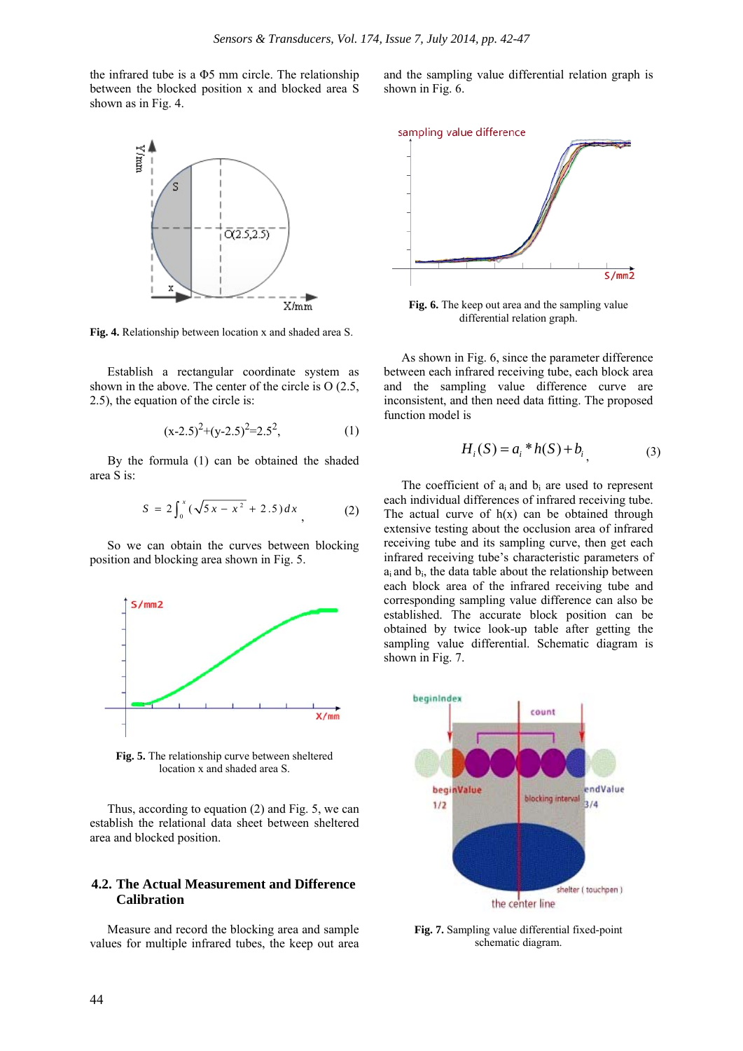the infrared tube is a Φ5 mm circle. The relationship between the blocked position x and blocked area S shown as in Fig. 4.

Fig. 4. Relationship between location x and shaded area S.

Establish a rectangular coordinate system as shown in the above. The center of the circle is O (2.5, 2.5), the equation of the circle is:

$$(x-2.5)^2+(y-2.5)^2=2.5^2, \quad (1)$$

By the formula (1) can be obtained the shaded area S is:

$$S = 2\int_0^x (\sqrt{5x - x^2} + 2.5)dx \quad (2)$$

So we can obtain the curves between blocking position and blocking area shown in Fig. 5.

Fig. 5. The relationship curve between sheltered location x and shaded area S.

Thus, according to equation (2) and Fig. 5, we can establish the relational data sheet between sheltered area and blocked position.

## 4.2. The Actual Measurement and Difference Calibration

Measure and record the blocking area and sample values for multiple infrared tubes, the keep out area and the sampling value differential relation graph is shown in Fig. 6.

Fig. 6. The keep out area and the sampling value differential relation graph.

As shown in Fig. 6, since the parameter difference between each infrared receiving tube, each block area and the sampling value difference curve are inconsistent, and then need data fitting. The proposed function model is

$$H_i(S) = a_i * h(S) + b_i, \quad (3)$$

The coefficient of $a_i$ and $b_i$ are used to represent each individual differences of infrared receiving tube. The actual curve of h(x) can be obtained through extensive testing about the occlusion area of infrared receiving tube and its sampling curve, then get each infrared receiving tube's characteristic parameters of $a_i$ and $b_i$, the data table about the relationship between each block area of the infrared receiving tube and corresponding sampling value difference can also be established. The accurate block position can be obtained by twice look-up table after getting the sampling value differential. Schematic diagram is shown in Fig. 7.

Fig. 7. Sampling value differential fixed-point schematic diagram.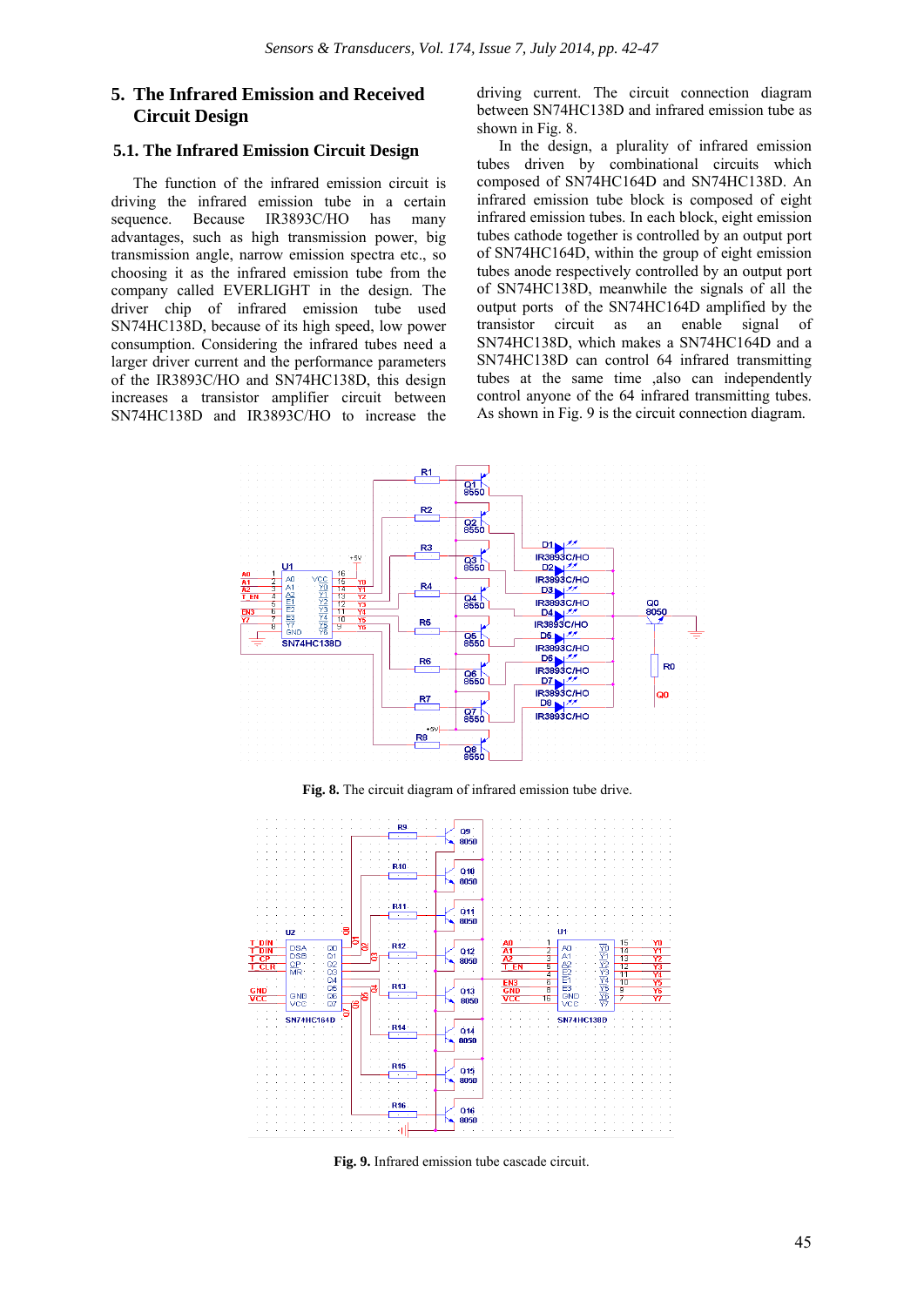## 5. The Infrared Emission and Received Circuit Design

### 5.1. The Infrared Emission Circuit Design

The function of the infrared emission circuit is driving the infrared emission tube in a certain sequence. Because IR3893C/HO has many advantages, such as high transmission power, big transmission angle, narrow emission spectra etc., so choosing it as the infrared emission tube from the company called EVERLIGHT in the design. The driver chip of infrared emission tube used SN74HC138D, because of its high speed, low power consumption. Considering the infrared tubes need a larger driver current and the performance parameters of the IR3893C/HO and SN74HC138D, this design increases a transistor amplifier circuit between SN74HC138D and IR3893C/HO to increase the driving current. The circuit connection diagram between SN74HC138D and infrared emission tube as shown in Fig. 8.

In the design, a plurality of infrared emission tubes driven by combinational circuits which composed of SN74HC164D and SN74HC138D. An infrared emission tube block is composed of eight infrared emission tubes. In each block, eight emission tubes cathode together is controlled by an output port of SN74HC164D, within the group of eight emission tubes anode respectively controlled by an output port of SN74HC138D, meanwhile the signals of all the output ports of the SN74HC164D amplified by the transistor circuit as an enable signal of SN74HC138D, which makes a SN74HC164D and a SN74HC138D can control 64 infrared transmitting tubes at the same time ,also can independently control anyone of the 64 infrared transmitting tubes. As shown in Fig. 9 is the circuit connection diagram.

**Fig. 8.** The circuit diagram of infrared emission tube drive.

**Fig. 9.** Infrared emission tube cascade circuit.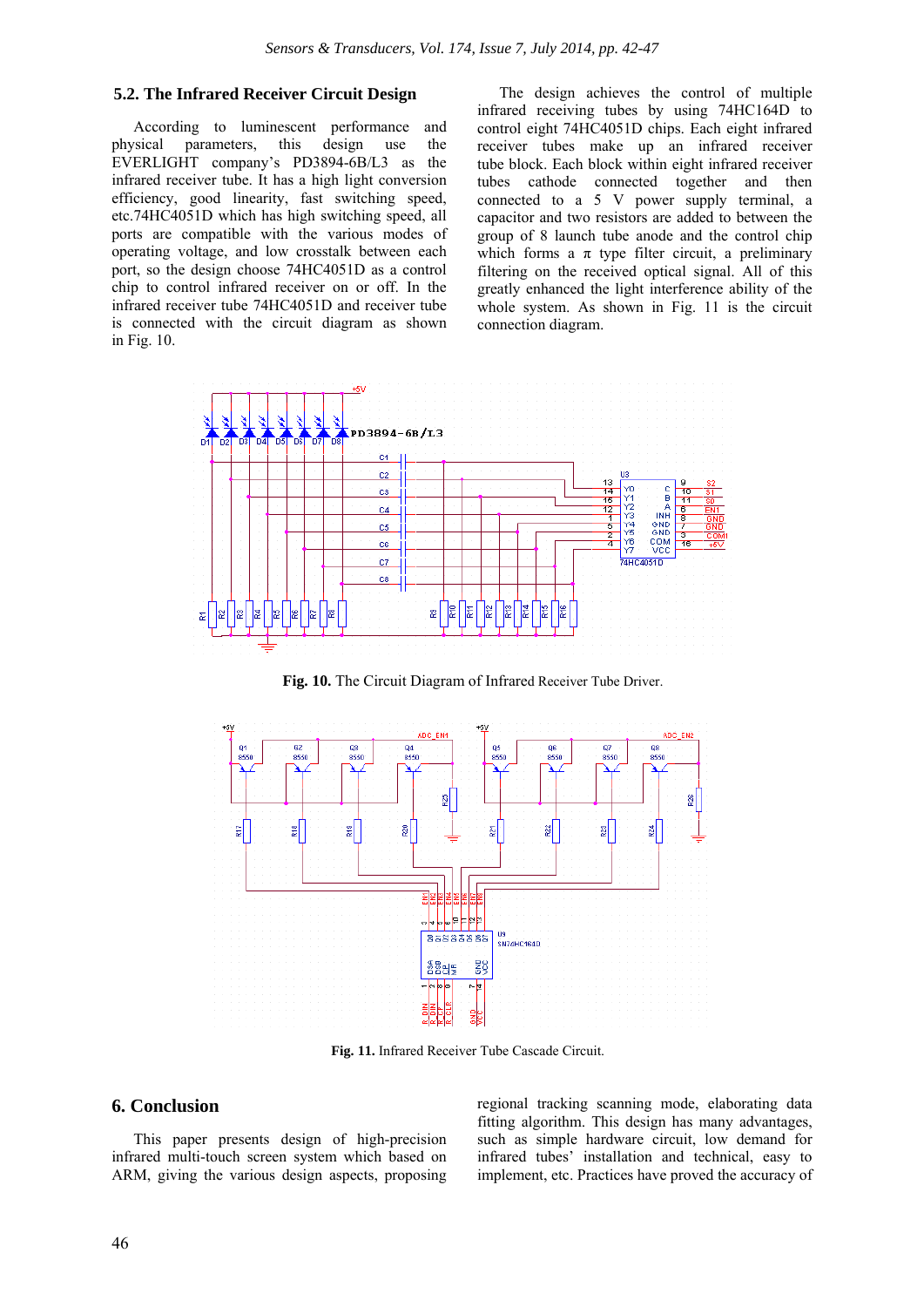### 5.2. The Infrared Receiver Circuit Design

According to luminescent performance and physical parameters, this design use the EVERLIGHT company's PD3894-6B/L3 as the infrared receiver tube. It has a high light conversion efficiency, good linearity, fast switching speed, etc.74HC4051D which has high switching speed, all ports are compatible with the various modes of operating voltage, and low crosstalk between each port, so the design choose 74HC4051D as a control chip to control infrared receiver on or off. In the infrared receiver tube 74HC4051D and receiver tube is connected with the circuit diagram as shown in Fig. 10.

The design achieves the control of multiple infrared receiving tubes by using 74HC164D to control eight 74HC4051D chips. Each eight infrared receiver tubes make up an infrared receiver tube block. Each block within eight infrared receiver tubes cathode connected together and then connected to a 5 V power supply terminal, a capacitor and two resistors are added to between the group of 8 launch tube anode and the control chip which forms a π type filter circuit, a preliminary filtering on the received optical signal. All of this greatly enhanced the light interference ability of the whole system. As shown in Fig. 11 is the circuit connection diagram.

**Fig. 10.** The Circuit Diagram of Infrared Receiver Tube Driver.

**Fig. 11.** Infrared Receiver Tube Cascade Circuit.

## 6. Conclusion

This paper presents design of high-precision infrared multi-touch screen system which based on ARM, giving the various design aspects, proposing regional tracking scanning mode, elaborating data fitting algorithm. This design has many advantages, such as simple hardware circuit, low demand for infrared tubes' installation and technical, easy to implement, etc. Practices have proved the accuracy of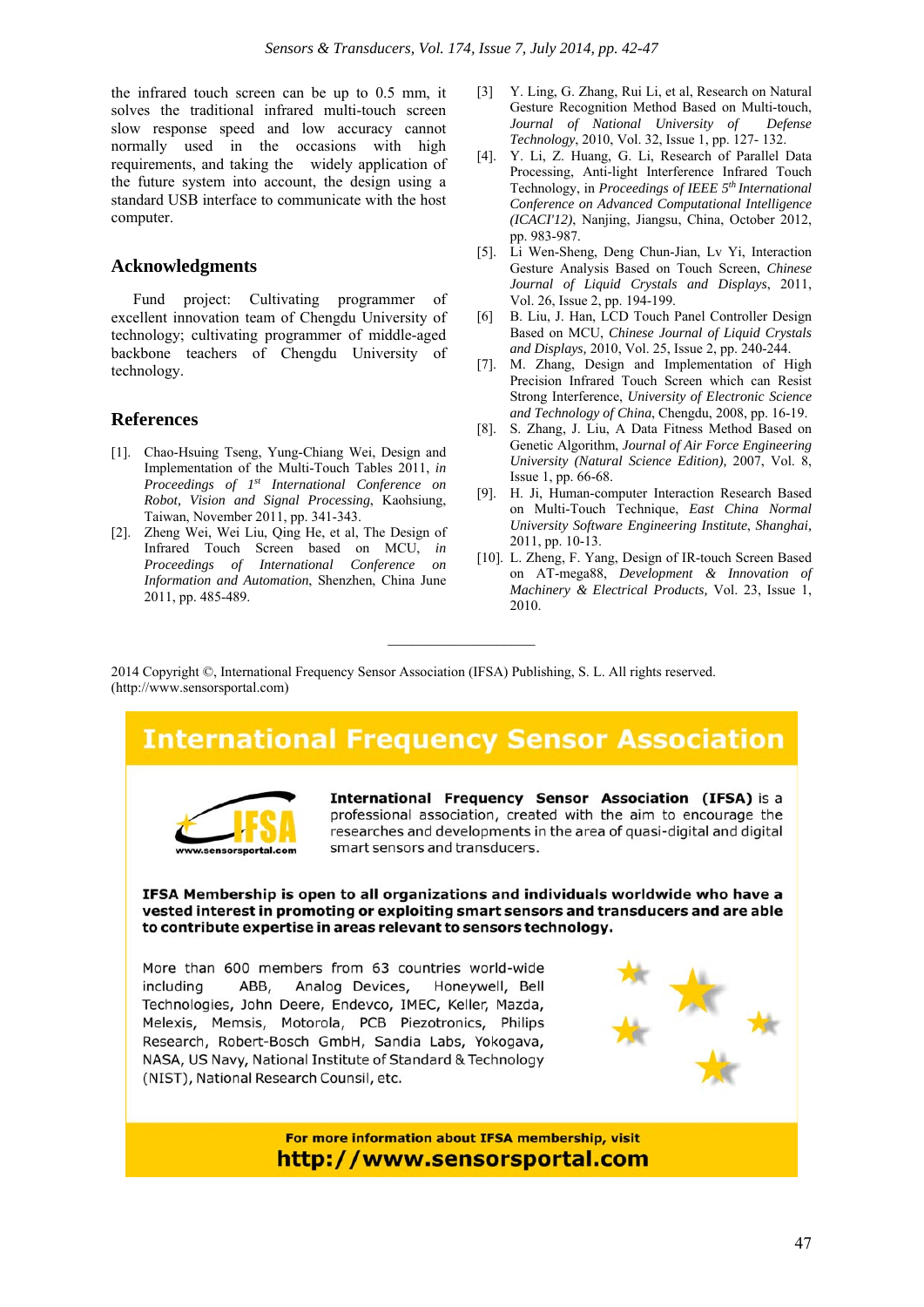the infrared touch screen can be up to 0.5 mm, it solves the traditional infrared multi-touch screen slow response speed and low accuracy cannot normally used in the occasions with high requirements, and taking the widely application of the future system into account, the design using a standard USB interface to communicate with the host computer.

## Acknowledgments

Fund project: Cultivating programmer of excellent innovation team of Chengdu University of technology; cultivating programmer of middle-aged backbone teachers of Chengdu University of technology.

## References

[1]. Chao-Hsuing Tseng, Yung-Chiang Wei, Design and Implementation of the Multi-Touch Tables 2011, *in Proceedings of 1st International Conference on Robot, Vision and Signal Processing*, Kaohsiung, Taiwan, November 2011, pp. 341-343.

[2]. Zheng Wei, Wei Liu, Qing He, et al, The Design of Infrared Touch Screen based on MCU, *in Proceedings of International Conference on Information and Automation*, Shenzhen, China June 2011, pp. 485-489.

[3] Y. Ling, G. Zhang, Rui Li, et al, Research on Natural Gesture Recognition Method Based on Multi-touch, *Journal of National University of Defense Technology*, 2010, Vol. 32, Issue 1, pp. 127- 132.

[4]. Y. Li, Z. Huang, G. Li, Research of Parallel Data Processing, Anti-light Interference Infrared Touch Technology, in *Proceedings of IEEE 5th International Conference on Advanced Computational Intelligence (ICACI'12)*, Nanjing, Jiangsu, China, October 2012, pp. 983-987.

[5]. Li Wen-Sheng, Deng Chun-Jian, Lv Yi, Interaction Gesture Analysis Based on Touch Screen, *Chinese Journal of Liquid Crystals and Displays*, 2011, Vol. 26, Issue 2, pp. 194-199.

[6] B. Liu, J. Han, LCD Touch Panel Controller Design Based on MCU, *Chinese Journal of Liquid Crystals and Displays,* 2010, Vol. 25, Issue 2, pp. 240-244.

[7]. M. Zhang, Design and Implementation of High Precision Infrared Touch Screen which can Resist Strong Interference, *University of Electronic Science and Technology of China*, Chengdu, 2008, pp. 16-19.

[8]. S. Zhang, J. Liu, A Data Fitness Method Based on Genetic Algorithm, *Journal of Air Force Engineering University (Natural Science Edition),* 2007, Vol. 8, Issue 1, pp. 66-68.

[9]. H. Ji, Human-computer Interaction Research Based on Multi-Touch Technique, *East China Normal University Software Engineering Institute*, *Shanghai,* 2011, pp. 10-13.

[10]. L. Zheng, F. Yang, Design of IR-touch Screen Based on AT-mega88, *Development & Innovation of Machinery & Electrical Products,* Vol. 23, Issue 1, 2010.

---

2014 Copyright ©, International Frequency Sensor Association (IFSA) Publishing, S. L. All rights reserved. (http://www.sensorsportal.com)

## International Frequency Sensor Association

**International Frequency Sensor Association (IFSA)** is a professional association, created with the aim to encourage the researches and developments in the area of quasi-digital and digital smart sensors and transducers.

**IFSA Membership is open to all organizations and individuals worldwide who have a vested interest in promoting or exploiting smart sensors and transducers and are able to contribute expertise in areas relevant to sensors technology.**

More than 600 members from 63 countries world-wide including ABB, Analog Devices, Honeywell, Bell Technologies, John Deere, Endevco, IMEC, Keller, Mazda, Melexis, Memsis, Motorola, PCB Piezotronics, Philips Research, Robert-Bosch GmbH, Sandia Labs, Yokogava, NASA, US Navy, National Institute of Standard & Technology (NIST), National Research Counsil, etc.

**For more information about IFSA membership, visit**
**http://www.sensorsportal.com**